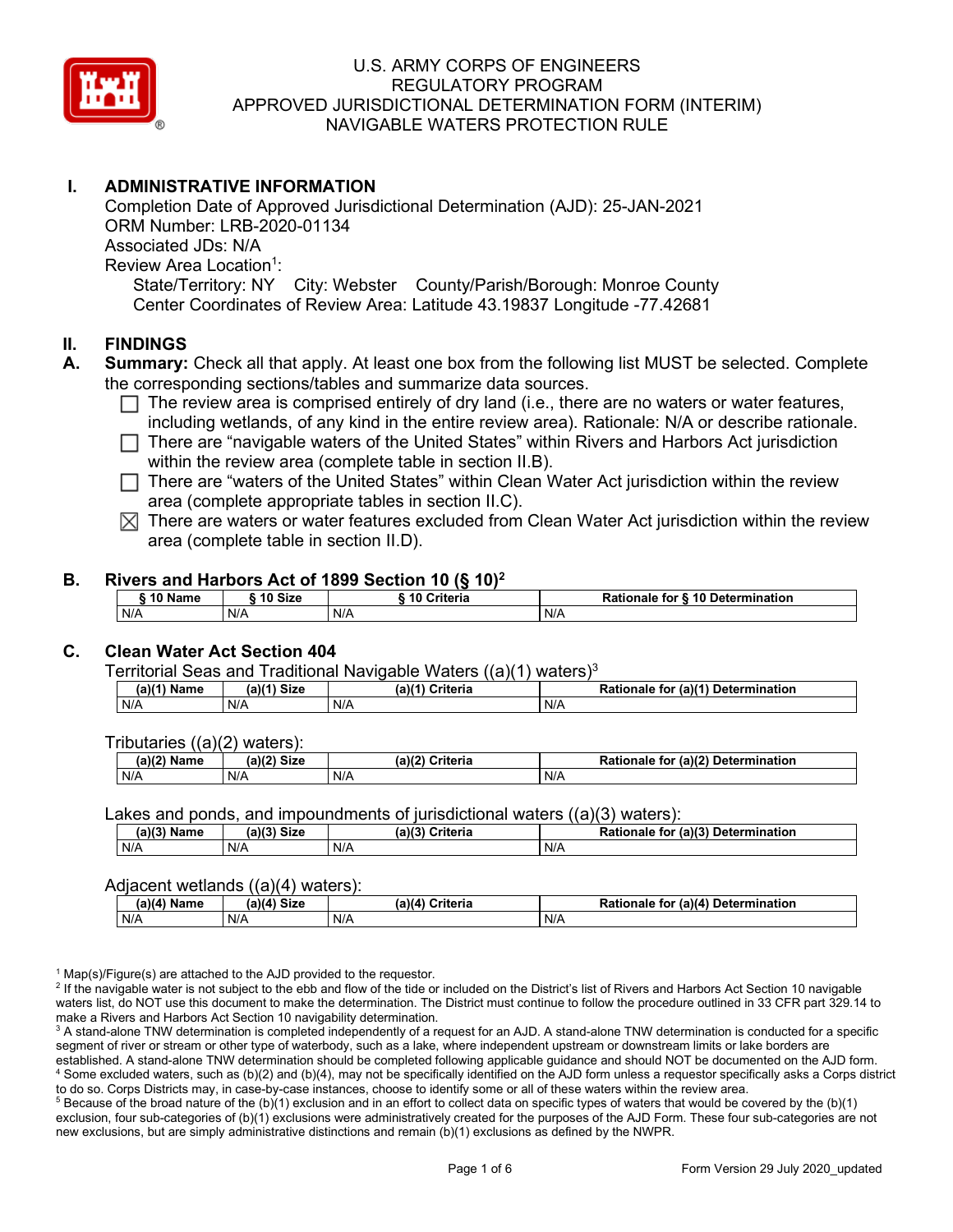# U.S. ARMY CORPS OF ENGINEERS
# REGULATORY PROGRAM
# APPROVED JURISDICTIONAL DETERMINATION FORM (INTERIM)
# NAVIGABLE WATERS PROTECTION RULE

## I. ADMINISTRATIVE INFORMATION

Completion Date of Approved Jurisdictional Determination (AJD): 25-JAN-2021
ORM Number: LRB-2020-01134
Associated JDs: N/A
Review Area Location[1]:
State/Territory: NY City: Webster County/Parish/Borough: Monroe County
Center Coordinates of Review Area: Latitude 43.19837 Longitude -77.42681

## II. FINDINGS

**A. Summary:** Check all that apply. At least one box from the following list MUST be selected. Complete the corresponding sections/tables and summarize data sources.

- ☐ The review area is comprised entirely of dry land (i.e., there are no waters or water features, including wetlands, of any kind in the entire review area). Rationale: N/A or describe rationale.
- ☐ There are "navigable waters of the United States" within Rivers and Harbors Act jurisdiction within the review area (complete table in section II.B).
- ☐ There are "waters of the United States" within Clean Water Act jurisdiction within the review area (complete appropriate tables in section II.C).
- ☒ There are waters or water features excluded from Clean Water Act jurisdiction within the review area (complete table in section II.D).

**B. Rivers and Harbors Act of 1899 Section 10 (§ 10)[2]**

| § 10 Name | § 10 Size | § 10 Criteria | Rationale for § 10 Determination |
|---|---|---|---|
| N/A | N/A | N/A | N/A |

**C. Clean Water Act Section 404**

Territorial Seas and Traditional Navigable Waters ((a)(1) waters)[3]

| (a)(1) Name | (a)(1) Size | (a)(1) Criteria | Rationale for (a)(1) Determination |
|---|---|---|---|
| N/A | N/A | N/A | N/A |

Tributaries ((a)(2) waters):

| (a)(2) Name | (a)(2) Size | (a)(2) Criteria | Rationale for (a)(2) Determination |
|---|---|---|---|
| N/A | N/A | N/A | N/A |

Lakes and ponds, and impoundments of jurisdictional waters ((a)(3) waters):

| (a)(3) Name | (a)(3) Size | (a)(3) Criteria | Rationale for (a)(3) Determination |
|---|---|---|---|
| N/A | N/A | N/A | N/A |

Adjacent wetlands ((a)(4) waters):

| (a)(4) Name | (a)(4) Size | (a)(4) Criteria | Rationale for (a)(4) Determination |
|---|---|---|---|
| N/A | N/A | N/A | N/A |

[1] Map(s)/Figure(s) are attached to the AJD provided to the requestor.
[2] If the navigable water is not subject to the ebb and flow of the tide or included on the District's list of Rivers and Harbors Act Section 10 navigable waters list, do NOT use this document to make the determination. The District must continue to follow the procedure outlined in 33 CFR part 329.14 to make a Rivers and Harbors Act Section 10 navigability determination.
[3] A stand-alone TNW determination is completed independently of a request for an AJD. A stand-alone TNW determination is conducted for a specific segment of river or stream or other type of waterbody, such as a lake, where independent upstream or downstream limits or lake borders are established. A stand-alone TNW determination should be completed following applicable guidance and should NOT be documented on the AJD form.
[4] Some excluded waters, such as (b)(2) and (b)(4), may not be specifically identified on the AJD form unless a requestor specifically asks a Corps district to do so. Corps Districts may, in case-by-case instances, choose to identify some or all of these waters within the review area.
[5] Because of the broad nature of the (b)(1) exclusion and in an effort to collect data on specific types of waters that would be covered by the (b)(1) exclusion, four sub-categories of (b)(1) exclusions were administratively created for the purposes of the AJD Form. These four sub-categories are not new exclusions, but are simply administrative distinctions and remain (b)(1) exclusions as defined by the NWPR.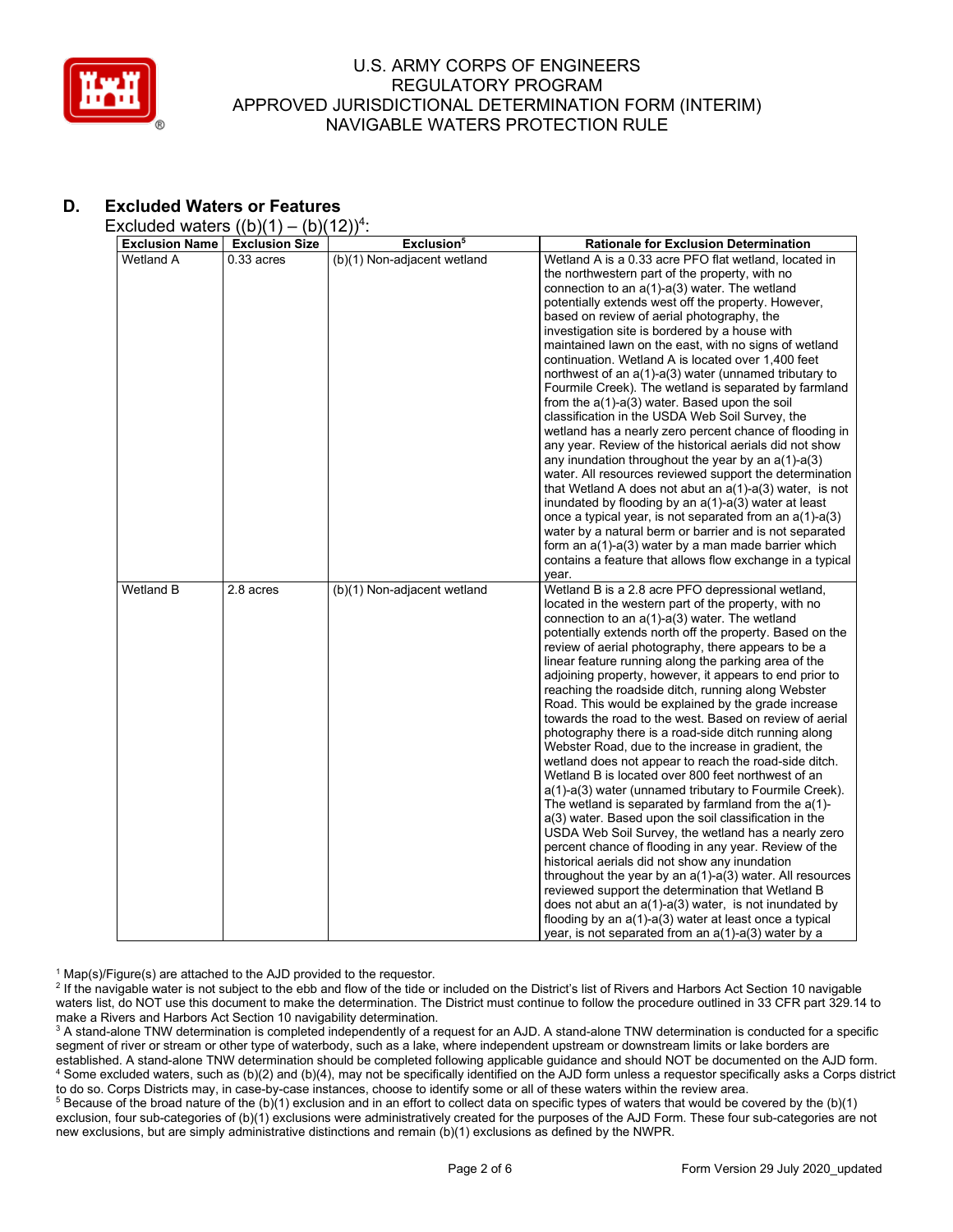## D. Excluded Waters or Features

Excluded waters ((b)(1) – (b)(12))[4]:

| Exclusion Name | Exclusion Size | Exclusion[5] | Rationale for Exclusion Determination |
|---|---|---|---|
| Wetland A | 0.33 acres | (b)(1) Non-adjacent wetland | Wetland A is a 0.33 acre PFO flat wetland, located in the northwestern part of the property, with no connection to an a(1)-a(3) water. The wetland potentially extends west off the property. However, based on review of aerial photography, the investigation site is bordered by a house with maintained lawn on the east, with no signs of wetland continuation. Wetland A is located over 1,400 feet northwest of an a(1)-a(3) water (unnamed tributary to Fourmile Creek). The wetland is separated by farmland from the a(1)-a(3) water. Based upon the soil classification in the USDA Web Soil Survey, the wetland has a nearly zero percent chance of flooding in any year. Review of the historical aerials did not show any inundation throughout the year by an a(1)-a(3) water. All resources reviewed support the determination that Wetland A does not abut an a(1)-a(3) water, is not inundated by flooding by an a(1)-a(3) water at least once a typical year, is not separated from an a(1)-a(3) water by a natural berm or barrier and is not separated form an a(1)-a(3) water by a man made barrier which contains a feature that allows flow exchange in a typical year. |
| Wetland B | 2.8 acres | (b)(1) Non-adjacent wetland | Wetland B is a 2.8 acre PFO depressional wetland, located in the western part of the property, with no connection to an a(1)-a(3) water. The wetland potentially extends north off the property. Based on the review of aerial photography, there appears to be a linear feature running along the parking area of the adjoining property, however, it appears to end prior to reaching the roadside ditch, running along Webster Road. This would be explained by the grade increase towards the road to the west. Based on review of aerial photography there is a road-side ditch running along Webster Road, due to the increase in gradient, the wetland does not appear to reach the road-side ditch. Wetland B is located over 800 feet northwest of an a(1)-a(3) water (unnamed tributary to Fourmile Creek). The wetland is separated by farmland from the a(1)-a(3) water. Based upon the soil classification in the USDA Web Soil Survey, the wetland has a nearly zero percent chance of flooding in any year. Review of the historical aerials did not show any inundation throughout the year by an a(1)-a(3) water. All resources reviewed support the determination that Wetland B does not abut an a(1)-a(3) water, is not inundated by flooding by an a(1)-a(3) water at least once a typical year, is not separated from an a(1)-a(3) water by a |

[1] Map(s)/Figure(s) are attached to the AJD provided to the requestor.

[2] If the navigable water is not subject to the ebb and flow of the tide or included on the District's list of Rivers and Harbors Act Section 10 navigable waters list, do NOT use this document to make the determination. The District must continue to follow the procedure outlined in 33 CFR part 329.14 to make a Rivers and Harbors Act Section 10 navigability determination.

[3] A stand-alone TNW determination is completed independently of a request for an AJD. A stand-alone TNW determination is conducted for a specific segment of river or stream or other type of waterbody, such as a lake, where independent upstream or downstream limits or lake borders are established. A stand-alone TNW determination should be completed following applicable guidance and should NOT be documented on the AJD form.

[4] Some excluded waters, such as (b)(2) and (b)(4), may not be specifically identified on the AJD form unless a requestor specifically asks a Corps district to do so. Corps Districts may, in case-by-case instances, choose to identify some or all of these waters within the review area.

[5] Because of the broad nature of the (b)(1) exclusion and in an effort to collect data on specific types of waters that would be covered by the (b)(1) exclusion, four sub-categories of (b)(1) exclusions were administratively created for the purposes of the AJD Form. These four sub-categories are not new exclusions, but are simply administrative distinctions and remain (b)(1) exclusions as defined by the NWPR.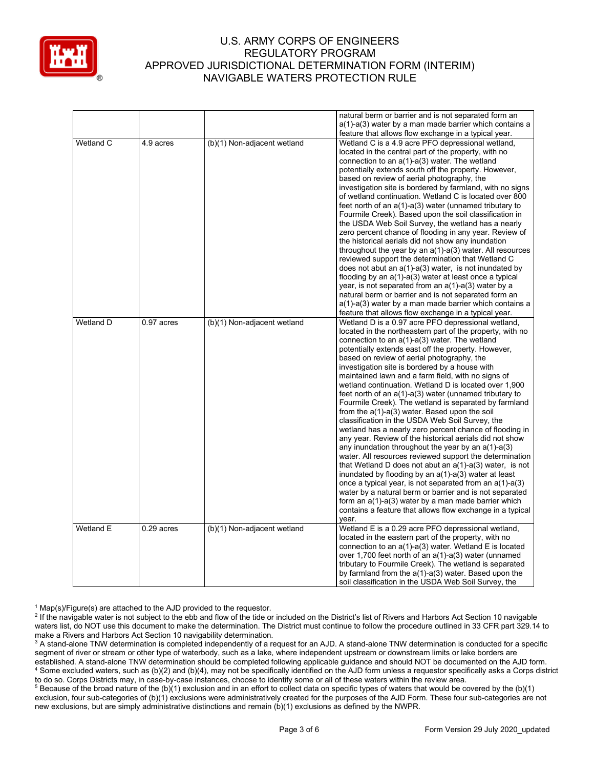| | | | |
|---|---|---|---|
| | | | natural berm or barrier and is not separated form an a(1)-a(3) water by a man made barrier which contains a feature that allows flow exchange in a typical year. |
| Wetland C | 4.9 acres | (b)(1) Non-adjacent wetland | Wetland C is a 4.9 acre PFO depressional wetland, located in the central part of the property, with no connection to an a(1)-a(3) water. The wetland potentially extends south off the property. However, based on review of aerial photography, the investigation site is bordered by farmland, with no signs of wetland continuation. Wetland C is located over 800 feet north of an a(1)-a(3) water (unnamed tributary to Fourmile Creek). Based upon the soil classification in the USDA Web Soil Survey, the wetland has a nearly zero percent chance of flooding in any year. Review of the historical aerials did not show any inundation throughout the year by an a(1)-a(3) water. All resources reviewed support the determination that Wetland C does not abut an a(1)-a(3) water, is not inundated by flooding by an a(1)-a(3) water at least once a typical year, is not separated from an a(1)-a(3) water by a natural berm or barrier and is not separated form an a(1)-a(3) water by a man made barrier which contains a feature that allows flow exchange in a typical year. |
| Wetland D | 0.97 acres | (b)(1) Non-adjacent wetland | Wetland D is a 0.97 acre PFO depressional wetland, located in the northeastern part of the property, with no connection to an a(1)-a(3) water. The wetland potentially extends east off the property. However, based on review of aerial photography, the investigation site is bordered by a house with maintained lawn and a farm field, with no signs of wetland continuation. Wetland D is located over 1,900 feet north of an a(1)-a(3) water (unnamed tributary to Fourmile Creek). The wetland is separated by farmland from the a(1)-a(3) water. Based upon the soil classification in the USDA Web Soil Survey, the wetland has a nearly zero percent chance of flooding in any year. Review of the historical aerials did not show any inundation throughout the year by an a(1)-a(3) water. All resources reviewed support the determination that Wetland D does not abut an a(1)-a(3) water, is not inundated by flooding by an a(1)-a(3) water at least once a typical year, is not separated from an a(1)-a(3) water by a natural berm or barrier and is not separated form an a(1)-a(3) water by a man made barrier which contains a feature that allows flow exchange in a typical year. |
| Wetland E | 0.29 acres | (b)(1) Non-adjacent wetland | Wetland E is a 0.29 acre PFO depressional wetland, located in the eastern part of the property, with no connection to an a(1)-a(3) water. Wetland E is located over 1,700 feet north of an a(1)-a(3) water (unnamed tributary to Fourmile Creek). The wetland is separated by farmland from the a(1)-a(3) water. Based upon the soil classification in the USDA Web Soil Survey, the |

[1] Map(s)/Figure(s) are attached to the AJD provided to the requestor.

[2] If the navigable water is not subject to the ebb and flow of the tide or included on the District's list of Rivers and Harbors Act Section 10 navigable waters list, do NOT use this document to make the determination. The District must continue to follow the procedure outlined in 33 CFR part 329.14 to make a Rivers and Harbors Act Section 10 navigability determination.

[3] A stand-alone TNW determination is completed independently of a request for an AJD. A stand-alone TNW determination is conducted for a specific segment of river or stream or other type of waterbody, such as a lake, where independent upstream or downstream limits or lake borders are established. A stand-alone TNW determination should be completed following applicable guidance and should NOT be documented on the AJD form.

[4] Some excluded waters, such as (b)(2) and (b)(4), may not be specifically identified on the AJD form unless a requestor specifically asks a Corps district to do so. Corps Districts may, in case-by-case instances, choose to identify some or all of these waters within the review area.

[5] Because of the broad nature of the (b)(1) exclusion and in an effort to collect data on specific types of waters that would be covered by the (b)(1) exclusion, four sub-categories of (b)(1) exclusions were administratively created for the purposes of the AJD Form. These four sub-categories are not new exclusions, but are simply administrative distinctions and remain (b)(1) exclusions as defined by the NWPR.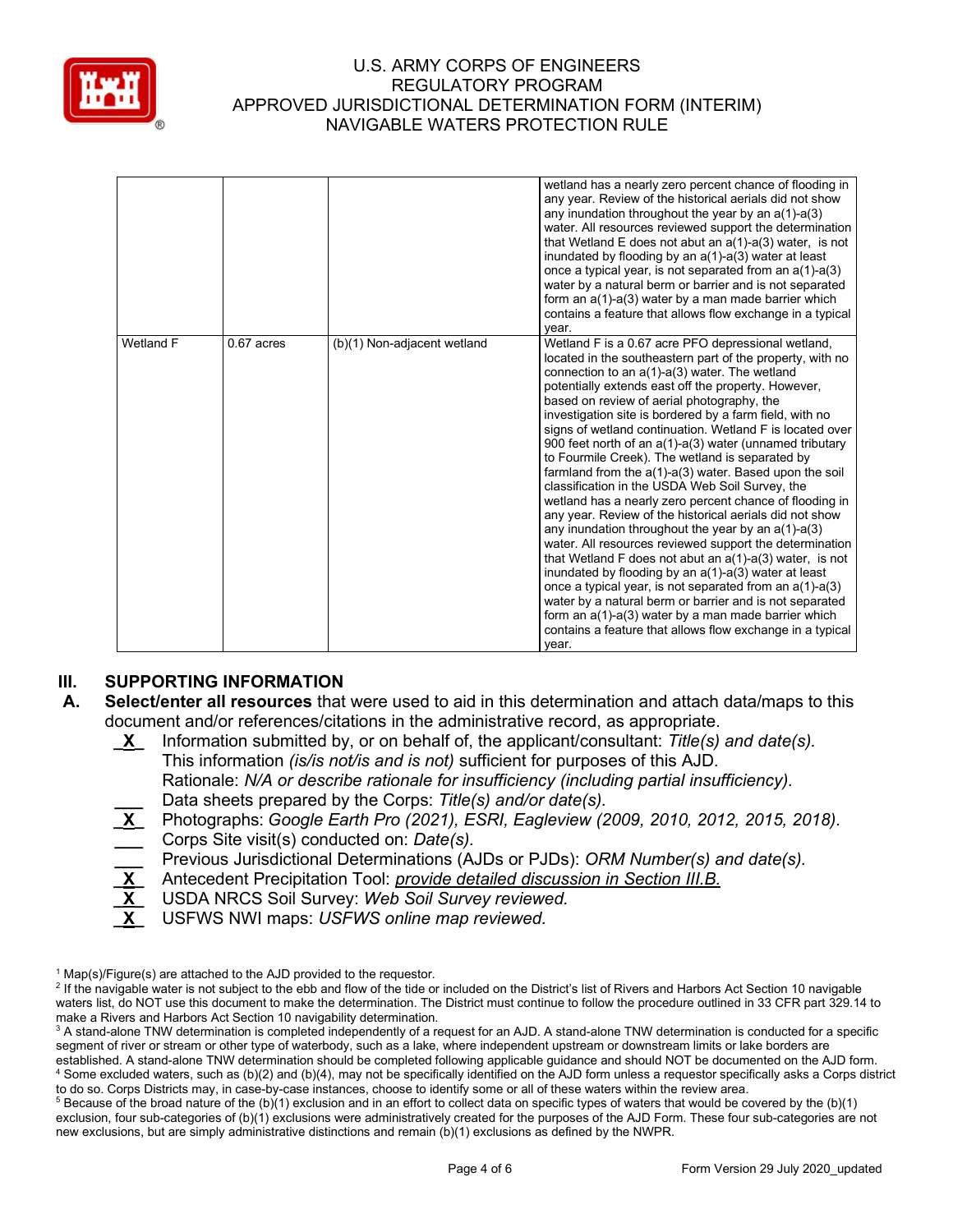| | | | |
|---|---|---|---|
| | | | wetland has a nearly zero percent chance of flooding in any year. Review of the historical aerials did not show any inundation throughout the year by an a(1)-a(3) water. All resources reviewed support the determination that Wetland E does not abut an a(1)-a(3) water, is not inundated by flooding by an a(1)-a(3) water at least once a typical year, is not separated from an a(1)-a(3) water by a natural berm or barrier and is not separated form an a(1)-a(3) water by a man made barrier which contains a feature that allows flow exchange in a typical year. |
| Wetland F | 0.67 acres | (b)(1) Non-adjacent wetland | Wetland F is a 0.67 acre PFO depressional wetland, located in the southeastern part of the property, with no connection to an a(1)-a(3) water. The wetland potentially extends east off the property. However, based on review of aerial photography, the investigation site is bordered by a farm field, with no signs of wetland continuation. Wetland F is located over 900 feet north of an a(1)-a(3) water (unnamed tributary to Fourmile Creek). The wetland is separated by farmland from the a(1)-a(3) water. Based upon the soil classification in the USDA Web Soil Survey, the wetland has a nearly zero percent chance of flooding in any year. Review of the historical aerials did not show any inundation throughout the year by an a(1)-a(3) water. All resources reviewed support the determination that Wetland F does not abut an a(1)-a(3) water, is not inundated by flooding by an a(1)-a(3) water at least once a typical year, is not separated from an a(1)-a(3) water by a natural berm or barrier and is not separated form an a(1)-a(3) water by a man made barrier which contains a feature that allows flow exchange in a typical year. |

## III. SUPPORTING INFORMATION

**A. Select/enter all resources** that were used to aid in this determination and attach data/maps to this document and/or references/citations in the administrative record, as appropriate.

_X_ Information submitted by, or on behalf of, the applicant/consultant: *Title(s) and date(s).* This information *(is/is not/is and is not)* sufficient for purposes of this AJD. Rationale: *N/A or describe rationale for insufficiency (including partial insufficiency).*

___ Data sheets prepared by the Corps: *Title(s) and/or date(s).*

_X_ Photographs: *Google Earth Pro (2021), ESRI, Eagleview (2009, 2010, 2012, 2015, 2018).*

___ Corps Site visit(s) conducted on: *Date(s).*

___ Previous Jurisdictional Determinations (AJDs or PJDs): *ORM Number(s) and date(s).*

_X_ Antecedent Precipitation Tool: *provide detailed discussion in Section III.B.*

_X_ USDA NRCS Soil Survey: *Web Soil Survey reviewed.*

_X_ USFWS NWI maps: *USFWS online map reviewed.*

---

[1] Map(s)/Figure(s) are attached to the AJD provided to the requestor.

[2] If the navigable water is not subject to the ebb and flow of the tide or included on the District's list of Rivers and Harbors Act Section 10 navigable waters list, do NOT use this document to make the determination. The District must continue to follow the procedure outlined in 33 CFR part 329.14 to make a Rivers and Harbors Act Section 10 navigability determination.

[3] A stand-alone TNW determination is completed independently of a request for an AJD. A stand-alone TNW determination is conducted for a specific segment of river or stream or other type of waterbody, such as a lake, where independent upstream or downstream limits or lake borders are established. A stand-alone TNW determination should be completed following applicable guidance and should NOT be documented on the AJD form.

[4] Some excluded waters, such as (b)(2) and (b)(4), may not be specifically identified on the AJD form unless a requestor specifically asks a Corps district to do so. Corps Districts may, in case-by-case instances, choose to identify some or all of these waters within the review area.

[5] Because of the broad nature of the (b)(1) exclusion and in an effort to collect data on specific types of waters that would be covered by the (b)(1) exclusion, four sub-categories of (b)(1) exclusions were administratively created for the purposes of the AJD Form. These four sub-categories are not new exclusions, but are simply administrative distinctions and remain (b)(1) exclusions as defined by the NWPR.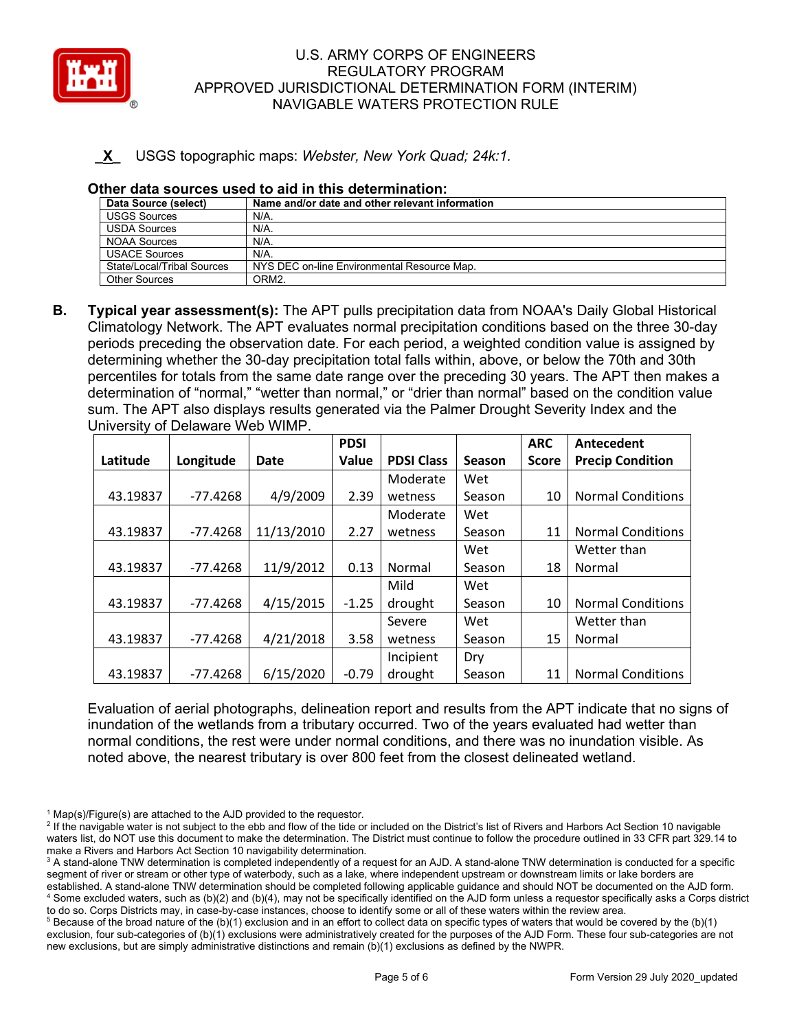_X_ USGS topographic maps: *Webster, New York Quad; 24k:1.*

**Other data sources used to aid in this determination:**

| Data Source (select) | Name and/or date and other relevant information |
|---|---|
| USGS Sources | N/A. |
| USDA Sources | N/A. |
| NOAA Sources | N/A. |
| USACE Sources | N/A. |
| State/Local/Tribal Sources | NYS DEC on-line Environmental Resource Map. |
| Other Sources | ORM2. |

**B. Typical year assessment(s):** The APT pulls precipitation data from NOAA's Daily Global Historical Climatology Network. The APT evaluates normal precipitation conditions based on the three 30-day periods preceding the observation date. For each period, a weighted condition value is assigned by determining whether the 30-day precipitation total falls within, above, or below the 70th and 30th percentiles for totals from the same date range over the preceding 30 years. The APT then makes a determination of "normal," "wetter than normal," or "drier than normal" based on the condition value sum. The APT also displays results generated via the Palmer Drought Severity Index and the University of Delaware Web WIMP.

| Latitude | Longitude | Date | PDSI Value | PDSI Class | Season | ARC Score | Antecedent Precip Condition |
|---|---|---|---|---|---|---|---|
| 43.19837 | -77.4268 | 4/9/2009 | 2.39 | Moderate wetness | Wet Season | 10 | Normal Conditions |
| 43.19837 | -77.4268 | 11/13/2010 | 2.27 | Moderate wetness | Wet Season | 11 | Normal Conditions |
| 43.19837 | -77.4268 | 11/9/2012 | 0.13 | Normal | Wet Season | 18 | Wetter than Normal |
| 43.19837 | -77.4268 | 4/15/2015 | -1.25 | Mild drought | Wet Season | 10 | Normal Conditions |
| 43.19837 | -77.4268 | 4/21/2018 | 3.58 | Severe wetness | Wet Season | 15 | Wetter than Normal |
| 43.19837 | -77.4268 | 6/15/2020 | -0.79 | Incipient drought | Dry Season | 11 | Normal Conditions |

Evaluation of aerial photographs, delineation report and results from the APT indicate that no signs of inundation of the wetlands from a tributary occurred. Two of the years evaluated had wetter than normal conditions, the rest were under normal conditions, and there was no inundation visible. As noted above, the nearest tributary is over 800 feet from the closest delineated wetland.

[1] Map(s)/Figure(s) are attached to the AJD provided to the requestor.

[2] If the navigable water is not subject to the ebb and flow of the tide or included on the District's list of Rivers and Harbors Act Section 10 navigable waters list, do NOT use this document to make the determination. The District must continue to follow the procedure outlined in 33 CFR part 329.14 to make a Rivers and Harbors Act Section 10 navigability determination.

[3] A stand-alone TNW determination is completed independently of a request for an AJD. A stand-alone TNW determination is conducted for a specific segment of river or stream or other type of waterbody, such as a lake, where independent upstream or downstream limits or lake borders are established. A stand-alone TNW determination should be completed following applicable guidance and should NOT be documented on the AJD form.

[4] Some excluded waters, such as (b)(2) and (b)(4), may not be specifically identified on the AJD form unless a requestor specifically asks a Corps district to do so. Corps Districts may, in case-by-case instances, choose to identify some or all of these waters within the review area.

[5] Because of the broad nature of the (b)(1) exclusion and in an effort to collect data on specific types of waters that would be covered by the (b)(1) exclusion, four sub-categories of (b)(1) exclusions were administratively created for the purposes of the AJD Form. These four sub-categories are not new exclusions, but are simply administrative distinctions and remain (b)(1) exclusions as defined by the NWPR.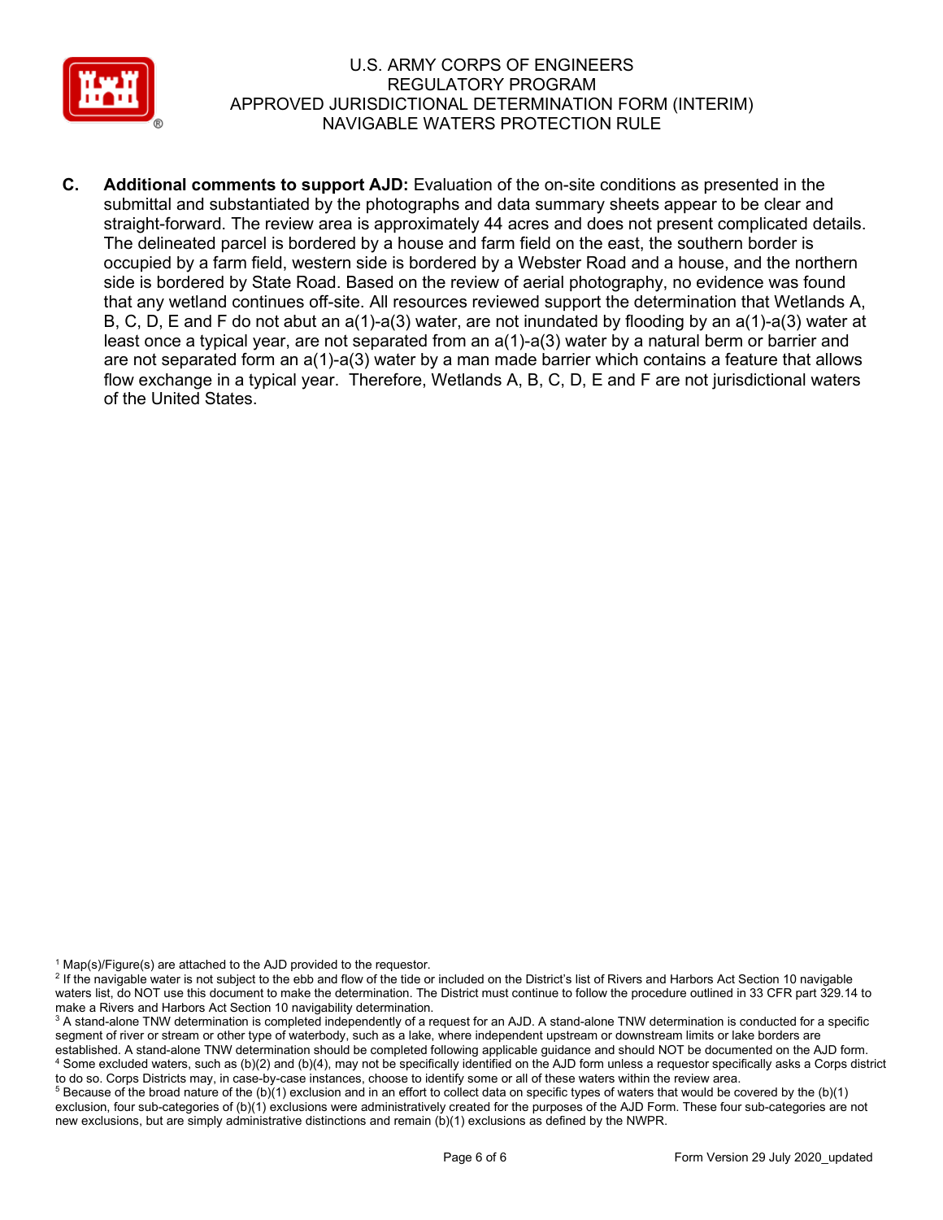**C. Additional comments to support AJD:** Evaluation of the on-site conditions as presented in the submittal and substantiated by the photographs and data summary sheets appear to be clear and straight-forward. The review area is approximately 44 acres and does not present complicated details. The delineated parcel is bordered by a house and farm field on the east, the southern border is occupied by a farm field, western side is bordered by a Webster Road and a house, and the northern side is bordered by State Road. Based on the review of aerial photography, no evidence was found that any wetland continues off-site. All resources reviewed support the determination that Wetlands A, B, C, D, E and F do not abut an a(1)-a(3) water, are not inundated by flooding by an a(1)-a(3) water at least once a typical year, are not separated from an a(1)-a(3) water by a natural berm or barrier and are not separated form an a(1)-a(3) water by a man made barrier which contains a feature that allows flow exchange in a typical year. Therefore, Wetlands A, B, C, D, E and F are not jurisdictional waters of the United States.

---

[1] Map(s)/Figure(s) are attached to the AJD provided to the requestor.

[2] If the navigable water is not subject to the ebb and flow of the tide or included on the District's list of Rivers and Harbors Act Section 10 navigable waters list, do NOT use this document to make the determination. The District must continue to follow the procedure outlined in 33 CFR part 329.14 to make a Rivers and Harbors Act Section 10 navigability determination.

[3] A stand-alone TNW determination is completed independently of a request for an AJD. A stand-alone TNW determination is conducted for a specific segment of river or stream or other type of waterbody, such as a lake, where independent upstream or downstream limits or lake borders are established. A stand-alone TNW determination should be completed following applicable guidance and should NOT be documented on the AJD form.

[4] Some excluded waters, such as (b)(2) and (b)(4), may not be specifically identified on the AJD form unless a requestor specifically asks a Corps district to do so. Corps Districts may, in case-by-case instances, choose to identify some or all of these waters within the review area.

[5] Because of the broad nature of the (b)(1) exclusion and in an effort to collect data on specific types of waters that would be covered by the (b)(1) exclusion, four sub-categories of (b)(1) exclusions were administratively created for the purposes of the AJD Form. These four sub-categories are not new exclusions, but are simply administrative distinctions and remain (b)(1) exclusions as defined by the NWPR.